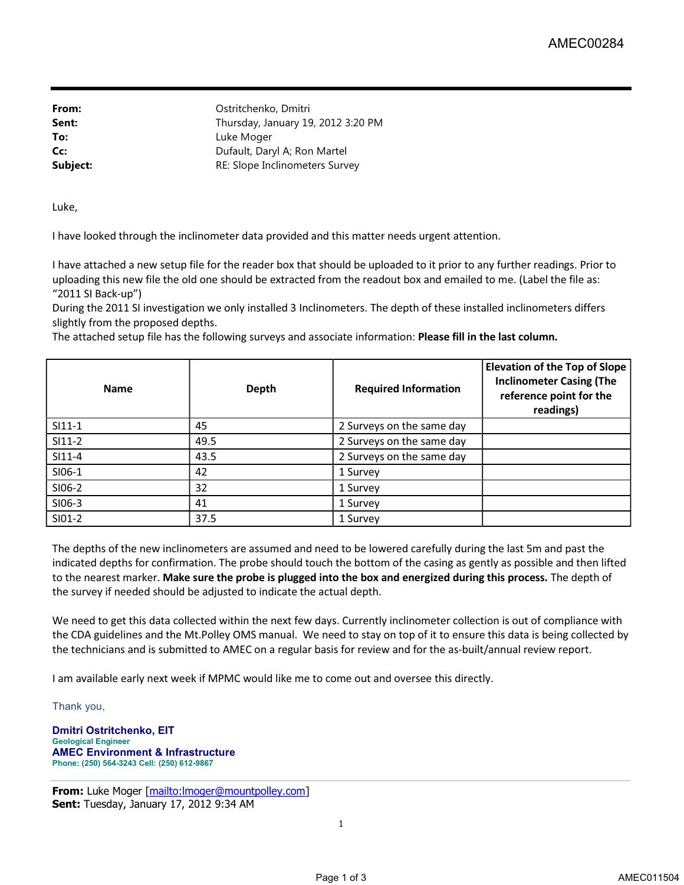| | |
|---|---|
| **From:** | Ostritchenko, Dmitri |
| **Sent:** | Thursday, January 19, 2012 3:20 PM |
| **To:** | Luke Moger |
| **Cc:** | Dufault, Daryl A; Ron Martel |
| **Subject:** | RE: Slope Inclinometers Survey |

Luke,

I have looked through the inclinometer data provided and this matter needs urgent attention.

I have attached a new setup file for the reader box that should be uploaded to it prior to any further readings. Prior to uploading this new file the old one should be extracted from the readout box and emailed to me. (Label the file as: "2011 SI Back-up")
During the 2011 SI investigation we only installed 3 Inclinometers. The depth of these installed inclinometers differs slightly from the proposed depths.
The attached setup file has the following surveys and associate information: **Please fill in the last column.**

| Name | Depth | Required Information | Elevation of the Top of Slope Inclinometer Casing (The reference point for the readings) |
|---|---|---|---|
| SI11-1 | 45 | 2 Surveys on the same day | |
| SI11-2 | 49.5 | 2 Surveys on the same day | |
| SI11-4 | 43.5 | 2 Surveys on the same day | |
| SI06-1 | 42 | 1 Survey | |
| SI06-2 | 32 | 1 Survey | |
| SI06-3 | 41 | 1 Survey | |
| SI01-2 | 37.5 | 1 Survey | |

The depths of the new inclinometers are assumed and need to be lowered carefully during the last 5m and past the indicated depths for confirmation. The probe should touch the bottom of the casing as gently as possible and then lifted to the nearest marker. **Make sure the probe is plugged into the box and energized during this process.** The depth of the survey if needed should be adjusted to indicate the actual depth.

We need to get this data collected within the next few days. Currently inclinometer collection is out of compliance with the CDA guidelines and the Mt.Polley OMS manual. We need to stay on top of it to ensure this data is being collected by the technicians and is submitted to AMEC on a regular basis for review and for the as-built/annual review report.

I am available early next week if MPMC would like me to come out and oversee this directly.

Thank you,

**Dmitri Ostritchenko, EIT**
**Geological Engineer**
**AMEC Environment & Infrastructure**
**Phone: (250) 564-3243 Cell: (250) 612-9867**

---

**From:** Luke Moger [mailto:lmoger@mountpolley.com]
**Sent:** Tuesday, January 17, 2012 9:34 AM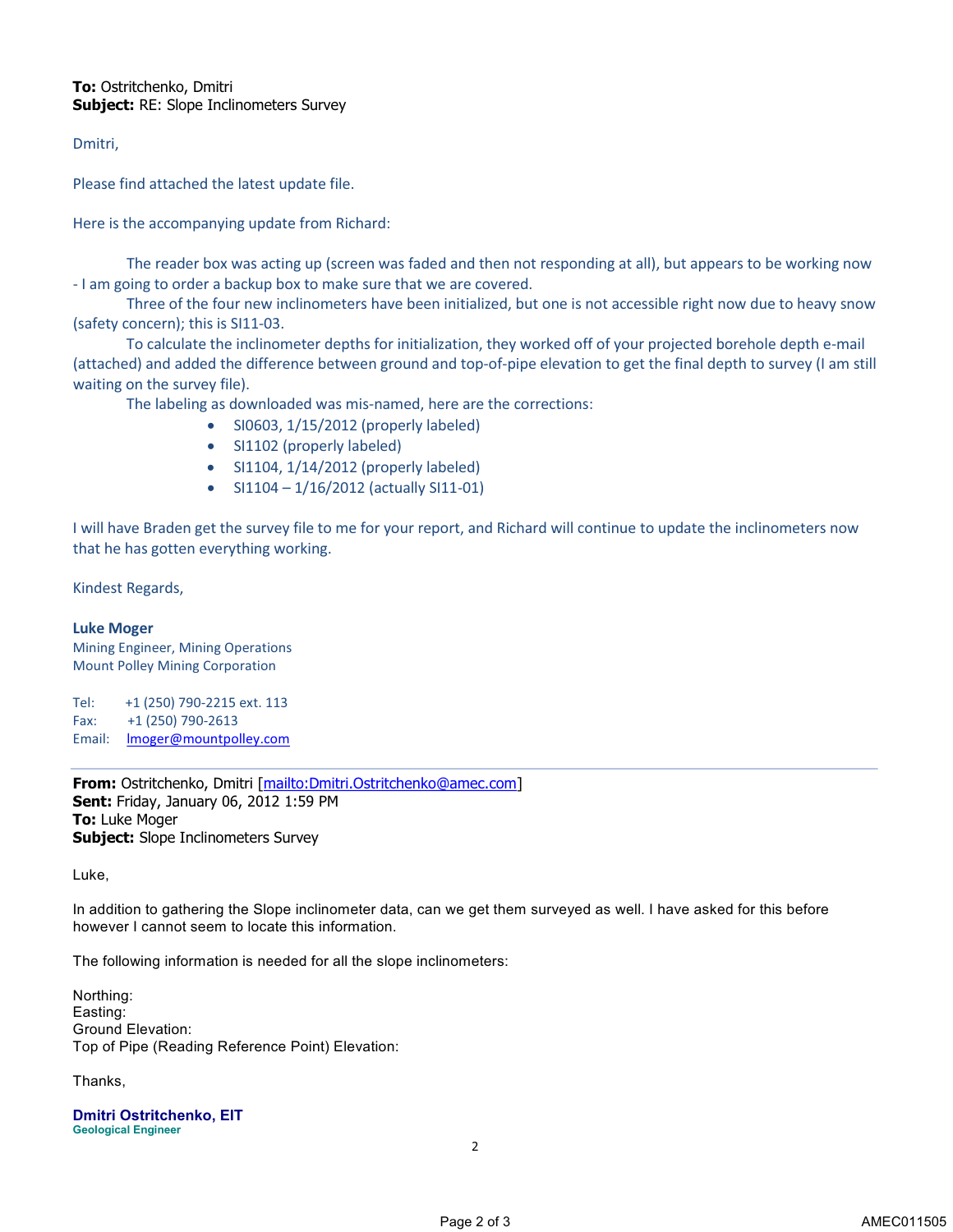**To:** Ostritchenko, Dmitri
**Subject:** RE: Slope Inclinometers Survey

Dmitri,

Please find attached the latest update file.

Here is the accompanying update from Richard:

The reader box was acting up (screen was faded and then not responding at all), but appears to be working now - I am going to order a backup box to make sure that we are covered.

Three of the four new inclinometers have been initialized, but one is not accessible right now due to heavy snow (safety concern); this is SI11-03.

To calculate the inclinometer depths for initialization, they worked off of your projected borehole depth e-mail (attached) and added the difference between ground and top-of-pipe elevation to get the final depth to survey (I am still waiting on the survey file).

The labeling as downloaded was mis-named, here are the corrections:

- SI0603, 1/15/2012 (properly labeled)
- SI1102 (properly labeled)
- SI1104, 1/14/2012 (properly labeled)
- SI1104 – 1/16/2012 (actually SI11-01)

I will have Braden get the survey file to me for your report, and Richard will continue to update the inclinometers now that he has gotten everything working.

Kindest Regards,

**Luke Moger**
Mining Engineer, Mining Operations
Mount Polley Mining Corporation

Tel: +1 (250) 790-2215 ext. 113
Fax: +1 (250) 790-2613
Email: lmoger@mountpolley.com

---

**From:** Ostritchenko, Dmitri [mailto:Dmitri.Ostritchenko@amec.com]
**Sent:** Friday, January 06, 2012 1:59 PM
**To:** Luke Moger
**Subject:** Slope Inclinometers Survey

Luke,

In addition to gathering the Slope inclinometer data, can we get them surveyed as well. I have asked for this before however I cannot seem to locate this information.

The following information is needed for all the slope inclinometers:

Northing:
Easting:
Ground Elevation:
Top of Pipe (Reading Reference Point) Elevation:

Thanks,

**Dmitri Ostritchenko, EIT**
**Geological Engineer**

AMEC011505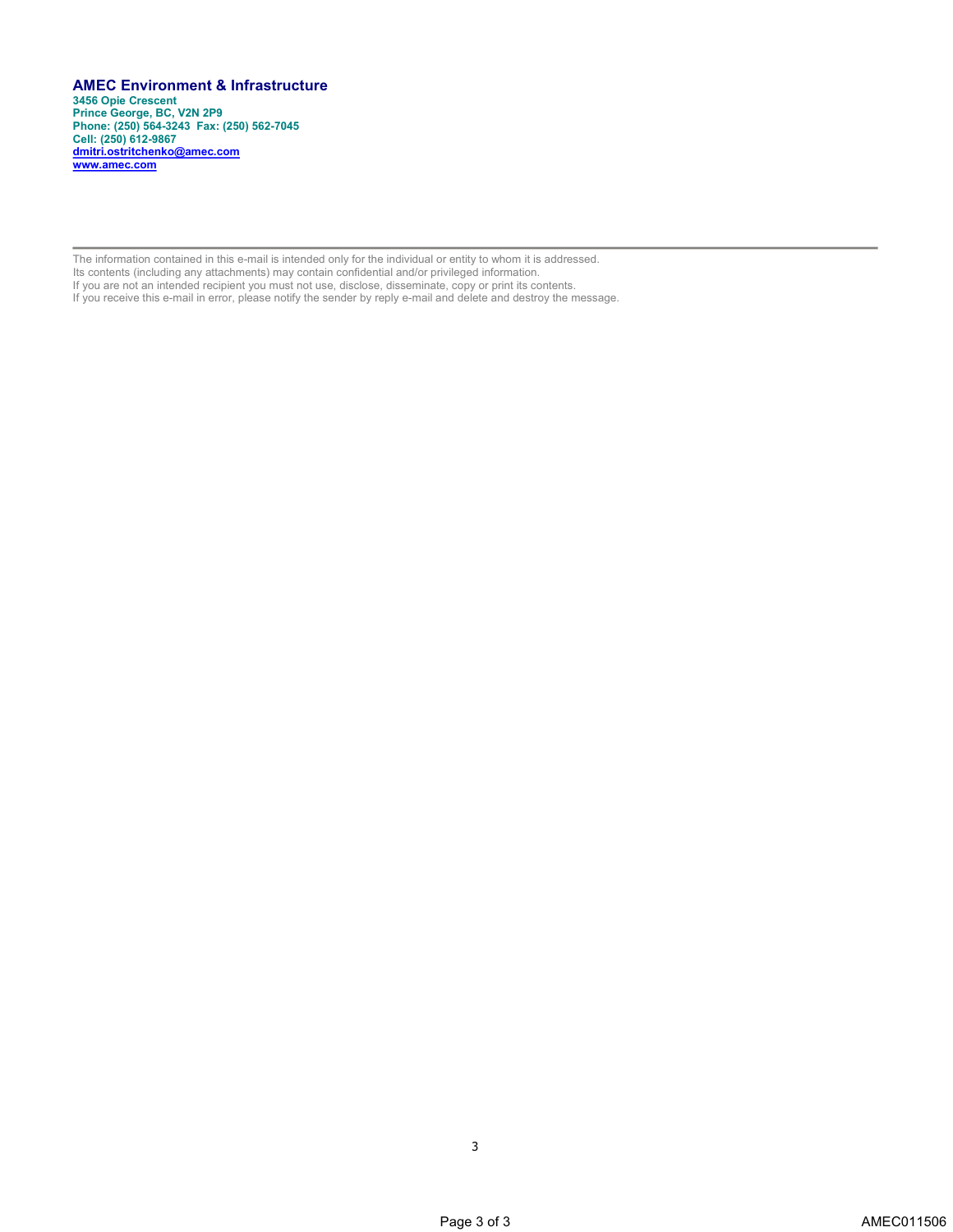**AMEC Environment & Infrastructure**
**3456 Opie Crescent**
**Prince George, BC, V2N 2P9**
**Phone: (250) 564-3243 Fax: (250) 562-7045**
**Cell: (250) 612-9867**
**dmitri.ostritchenko@amec.com**
**www.amec.com**

---

The information contained in this e-mail is intended only for the individual or entity to whom it is addressed.
Its contents (including any attachments) may contain confidential and/or privileged information.
If you are not an intended recipient you must not use, disclose, disseminate, copy or print its contents.
If you receive this e-mail in error, please notify the sender by reply e-mail and delete and destroy the message.

AMEC011506